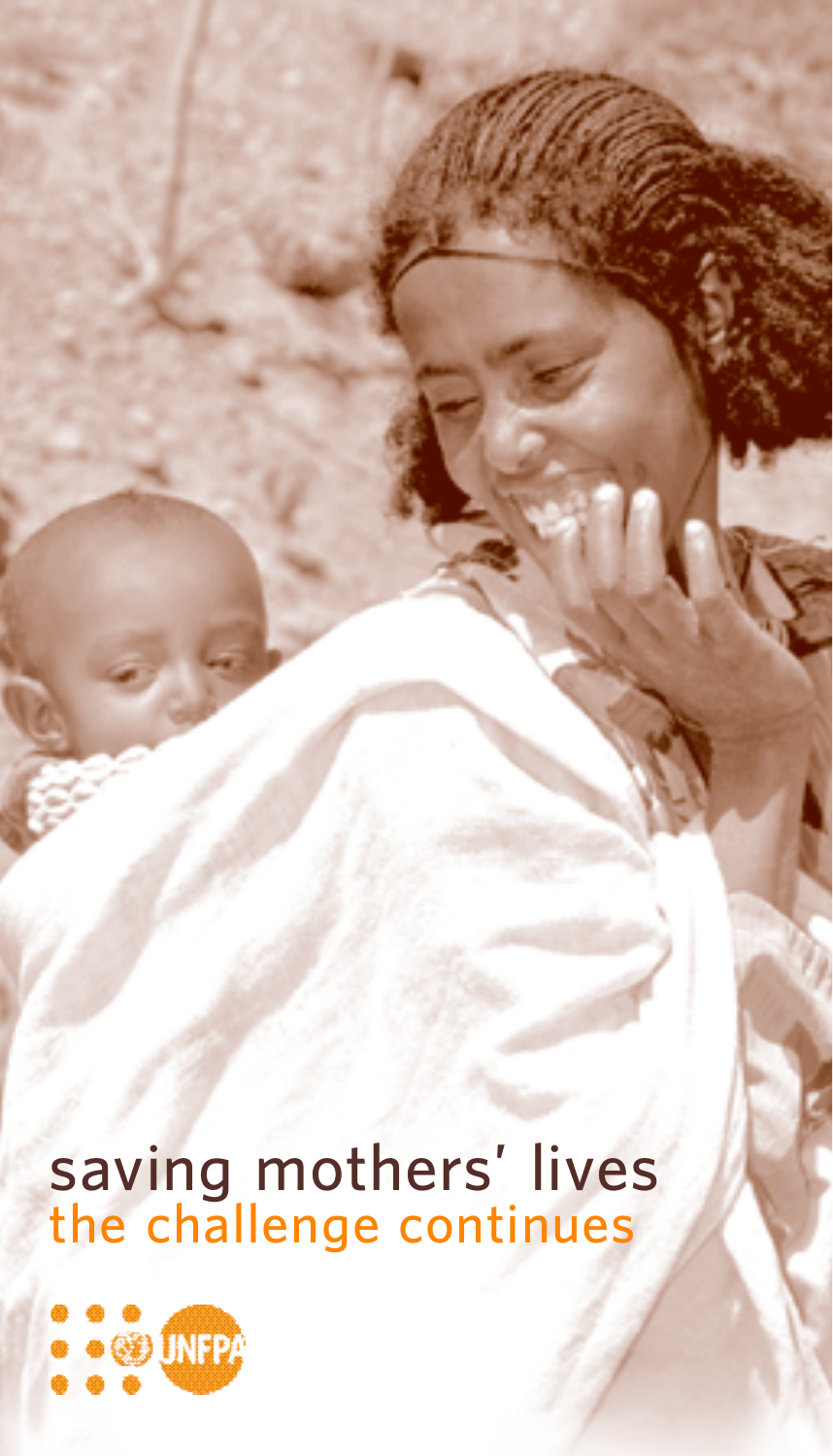# saving mothers' lives
## the challenge continues

UNFPA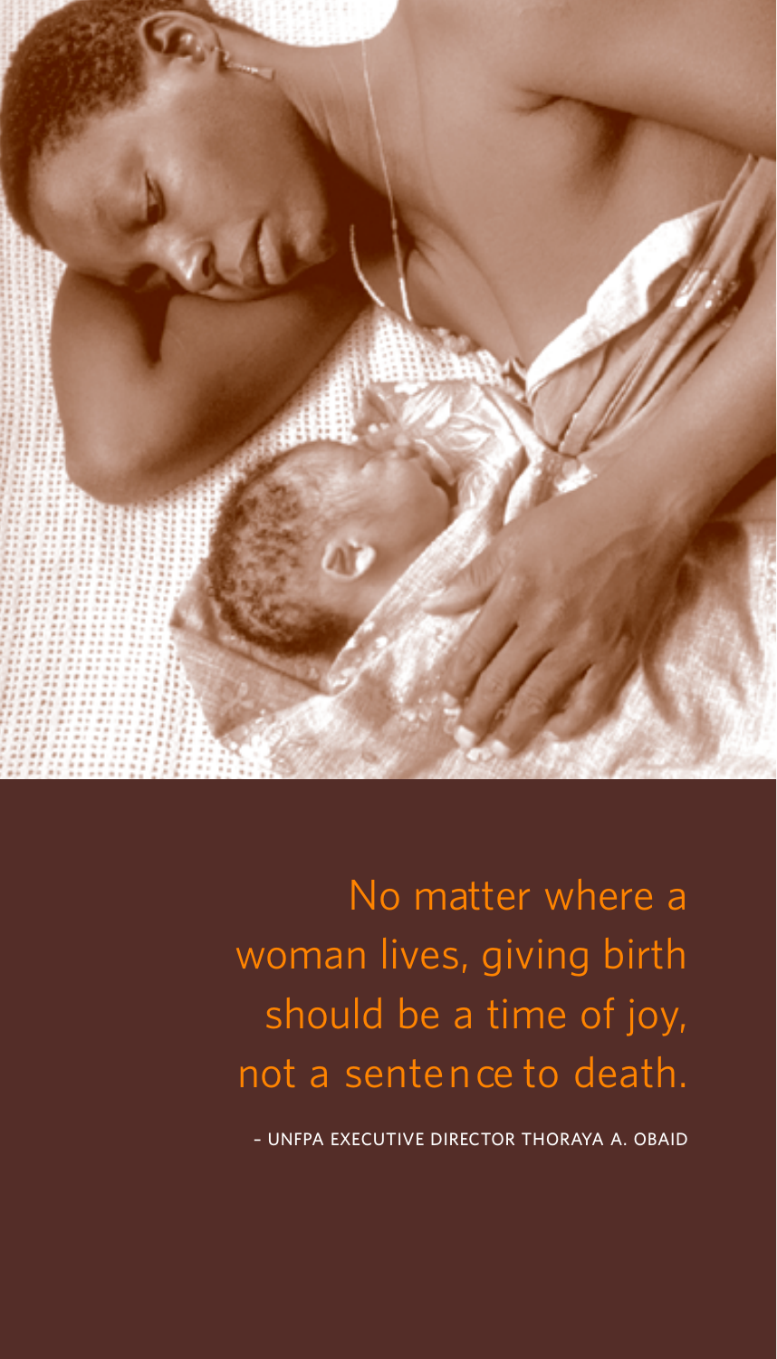No matter where a woman lives, giving birth should be a time of joy, not a sentence to death.

– UNFPA EXECUTIVE DIRECTOR THORAYA A. OBAID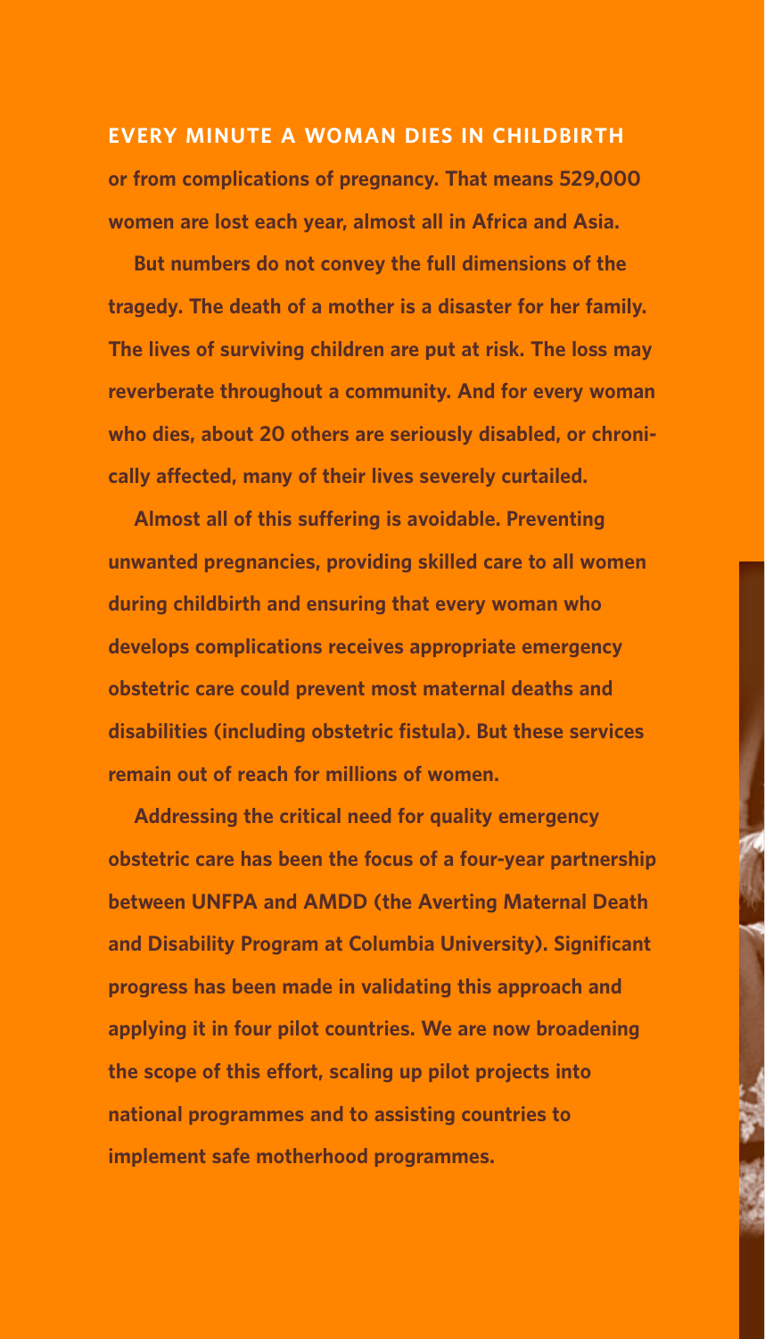**EVERY MINUTE A WOMAN DIES IN CHILDBIRTH** or from complications of pregnancy. That means 529,000 women are lost each year, almost all in Africa and Asia.

But numbers do not convey the full dimensions of the tragedy. The death of a mother is a disaster for her family. The lives of surviving children are put at risk. The loss may reverberate throughout a community. And for every woman who dies, about 20 others are seriously disabled, or chronically affected, many of their lives severely curtailed.

Almost all of this suffering is avoidable. Preventing unwanted pregnancies, providing skilled care to all women during childbirth and ensuring that every woman who develops complications receives appropriate emergency obstetric care could prevent most maternal deaths and disabilities (including obstetric fistula). But these services remain out of reach for millions of women.

Addressing the critical need for quality emergency obstetric care has been the focus of a four-year partnership between UNFPA and AMDD (the Averting Maternal Death and Disability Program at Columbia University). Significant progress has been made in validating this approach and applying it in four pilot countries. We are now broadening the scope of this effort, scaling up pilot projects into national programmes and to assisting countries to implement safe motherhood programmes.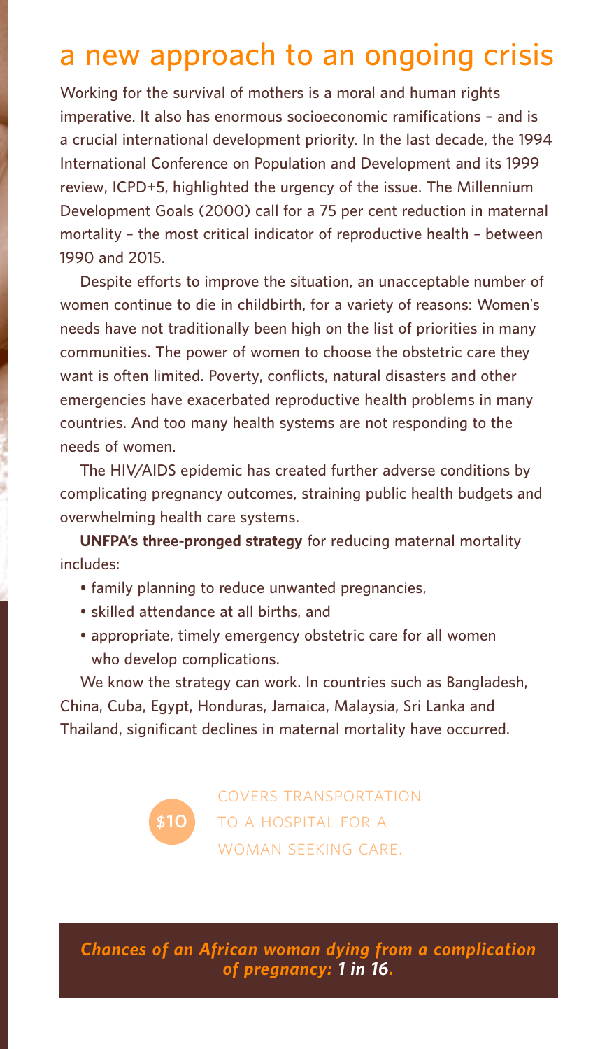# a new approach to an ongoing crisis

Working for the survival of mothers is a moral and human rights imperative. It also has enormous socioeconomic ramifications – and is a crucial international development priority. In the last decade, the 1994 International Conference on Population and Development and its 1999 review, ICPD+5, highlighted the urgency of the issue. The Millennium Development Goals (2000) call for a 75 per cent reduction in maternal mortality – the most critical indicator of reproductive health – between 1990 and 2015.

Despite efforts to improve the situation, an unacceptable number of women continue to die in childbirth, for a variety of reasons: Women's needs have not traditionally been high on the list of priorities in many communities. The power of women to choose the obstetric care they want is often limited. Poverty, conflicts, natural disasters and other emergencies have exacerbated reproductive health problems in many countries. And too many health systems are not responding to the needs of women.

The HIV/AIDS epidemic has created further adverse conditions by complicating pregnancy outcomes, straining public health budgets and overwhelming health care systems.

**UNFPA's three-pronged strategy** for reducing maternal mortality includes:

- family planning to reduce unwanted pregnancies,
- skilled attendance at all births, and
- appropriate, timely emergency obstetric care for all women who develop complications.

We know the strategy can work. In countries such as Bangladesh, China, Cuba, Egypt, Honduras, Jamaica, Malaysia, Sri Lanka and Thailand, significant declines in maternal mortality have occurred.

$10 COVERS TRANSPORTATION TO A HOSPITAL FOR A WOMAN SEEKING CARE.

***Chances of an African woman dying from a complication of pregnancy: 1 in 16.***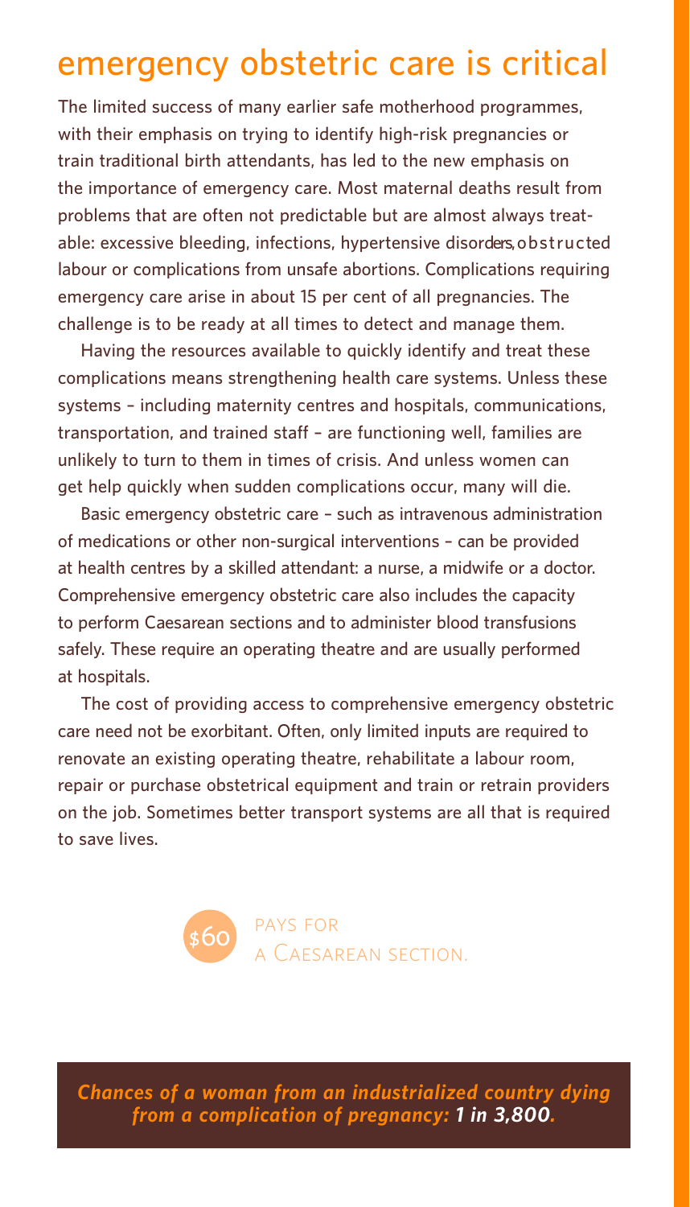# emergency obstetric care is critical

The limited success of many earlier safe motherhood programmes, with their emphasis on trying to identify high-risk pregnancies or train traditional birth attendants, has led to the new emphasis on the importance of emergency care. Most maternal deaths result from problems that are often not predictable but are almost always treatable: excessive bleeding, infections, hypertensive disorders, obstructed labour or complications from unsafe abortions. Complications requiring emergency care arise in about 15 per cent of all pregnancies. The challenge is to be ready at all times to detect and manage them.

Having the resources available to quickly identify and treat these complications means strengthening health care systems. Unless these systems – including maternity centres and hospitals, communications, transportation, and trained staff – are functioning well, families are unlikely to turn to them in times of crisis. And unless women can get help quickly when sudden complications occur, many will die.

Basic emergency obstetric care – such as intravenous administration of medications or other non-surgical interventions – can be provided at health centres by a skilled attendant: a nurse, a midwife or a doctor. Comprehensive emergency obstetric care also includes the capacity to perform Caesarean sections and to administer blood transfusions safely. These require an operating theatre and are usually performed at hospitals.

The cost of providing access to comprehensive emergency obstetric care need not be exorbitant. Often, only limited inputs are required to renovate an existing operating theatre, rehabilitate a labour room, repair or purchase obstetrical equipment and train or retrain providers on the job. Sometimes better transport systems are all that is required to save lives.

**$60** PAYS FOR A CAESAREAN SECTION.

***Chances of a woman from an industrialized country dying from a complication of pregnancy: 1 in 3,800.***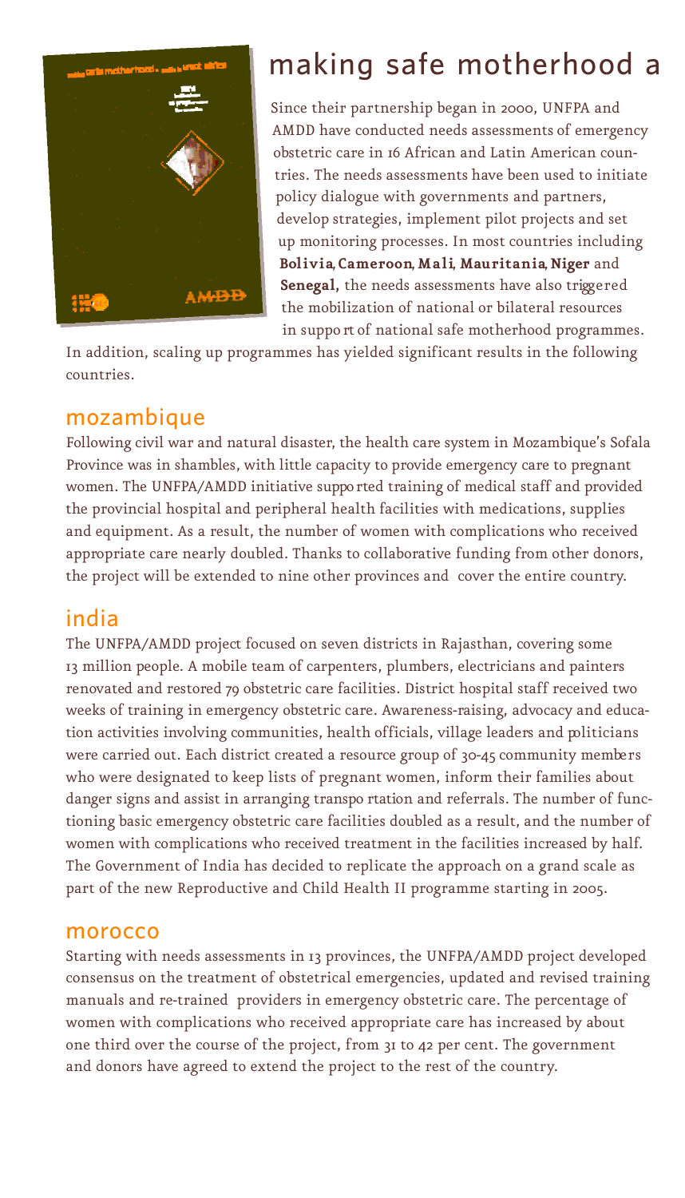# making safe motherhood a

Since their partnership began in 2000, UNFPA and AMDD have conducted needs assessments of emergency obstetric care in 16 African and Latin American countries. The needs assessments have been used to initiate policy dialogue with governments and partners, develop strategies, implement pilot projects and set up monitoring processes. In most countries including **Bolivia**, **Cameroon**, **Mali**, **Mauritania**, **Niger** and **Senegal,** the needs assessments have also triggered the mobilization of national or bilateral resources in support of national safe motherhood programmes. In addition, scaling up programmes has yielded significant results in the following countries.

## mozambique

Following civil war and natural disaster, the health care system in Mozambique's Sofala Province was in shambles, with little capacity to provide emergency care to pregnant women. The UNFPA/AMDD initiative supported training of medical staff and provided the provincial hospital and peripheral health facilities with medications, supplies and equipment. As a result, the number of women with complications who received appropriate care nearly doubled. Thanks to collaborative funding from other donors, the project will be extended to nine other provinces and cover the entire country.

## india

The UNFPA/AMDD project focused on seven districts in Rajasthan, covering some 13 million people. A mobile team of carpenters, plumbers, electricians and painters renovated and restored 79 obstetric care facilities. District hospital staff received two weeks of training in emergency obstetric care. Awareness-raising, advocacy and education activities involving communities, health officials, village leaders and politicians were carried out. Each district created a resource group of 30-45 community members who were designated to keep lists of pregnant women, inform their families about danger signs and assist in arranging transportation and referrals. The number of functioning basic emergency obstetric care facilities doubled as a result, and the number of women with complications who received treatment in the facilities increased by half. The Government of India has decided to replicate the approach on a grand scale as part of the new Reproductive and Child Health II programme starting in 2005.

## morocco

Starting with needs assessments in 13 provinces, the UNFPA/AMDD project developed consensus on the treatment of obstetrical emergencies, updated and revised training manuals and re-trained providers in emergency obstetric care. The percentage of women with complications who received appropriate care has increased by about one third over the course of the project, from 31 to 42 per cent. The government and donors have agreed to extend the project to the rest of the country.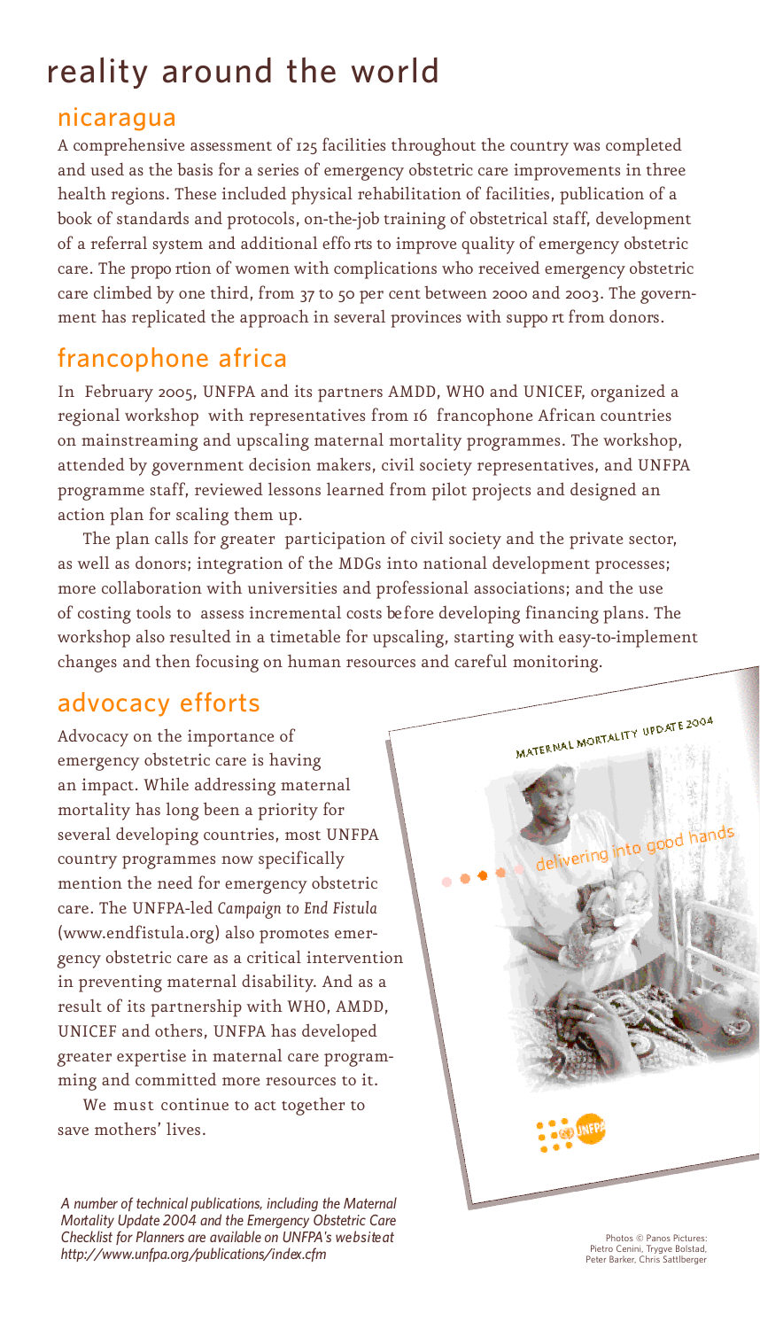# reality around the world

## nicaragua

A comprehensive assessment of 125 facilities throughout the country was completed and used as the basis for a series of emergency obstetric care improvements in three health regions. These included physical rehabilitation of facilities, publication of a book of standards and protocols, on-the-job training of obstetrical staff, development of a referral system and additional efforts to improve quality of emergency obstetric care. The proportion of women with complications who received emergency obstetric care climbed by one third, from 37 to 50 per cent between 2000 and 2003. The government has replicated the approach in several provinces with support from donors.

## francophone africa

In February 2005, UNFPA and its partners AMDD, WHO and UNICEF, organized a regional workshop with representatives from 16 francophone African countries on mainstreaming and upscaling maternal mortality programmes. The workshop, attended by government decision makers, civil society representatives, and UNFPA programme staff, reviewed lessons learned from pilot projects and designed an action plan for scaling them up.

The plan calls for greater participation of civil society and the private sector, as well as donors; integration of the MDGs into national development processes; more collaboration with universities and professional associations; and the use of costing tools to assess incremental costs before developing financing plans. The workshop also resulted in a timetable for upscaling, starting with easy-to-implement changes and then focusing on human resources and careful monitoring.

## advocacy efforts

Advocacy on the importance of emergency obstetric care is having an impact. While addressing maternal mortality has long been a priority for several developing countries, most UNFPA country programmes now specifically mention the need for emergency obstetric care. The UNFPA-led *Campaign to End Fistula* (www.endfistula.org) also promotes emergency obstetric care as a critical intervention in preventing maternal disability. And as a result of its partnership with WHO, AMDD, UNICEF and others, UNFPA has developed greater expertise in maternal care programming and committed more resources to it.

We must continue to act together to save mothers' lives.

MATERNAL MORTALITY UPDATE 2004

delivering into good hands

UNFPA

*A number of technical publications, including the Maternal Mortality Update 2004 and the Emergency Obstetric Care Checklist for Planners are available on UNFPA's website at http://www.unfpa.org/publications/index.cfm*

Photos © Panos Pictures: Pietro Cenini, Trygve Bolstad, Peter Barker, Chris Sattlberger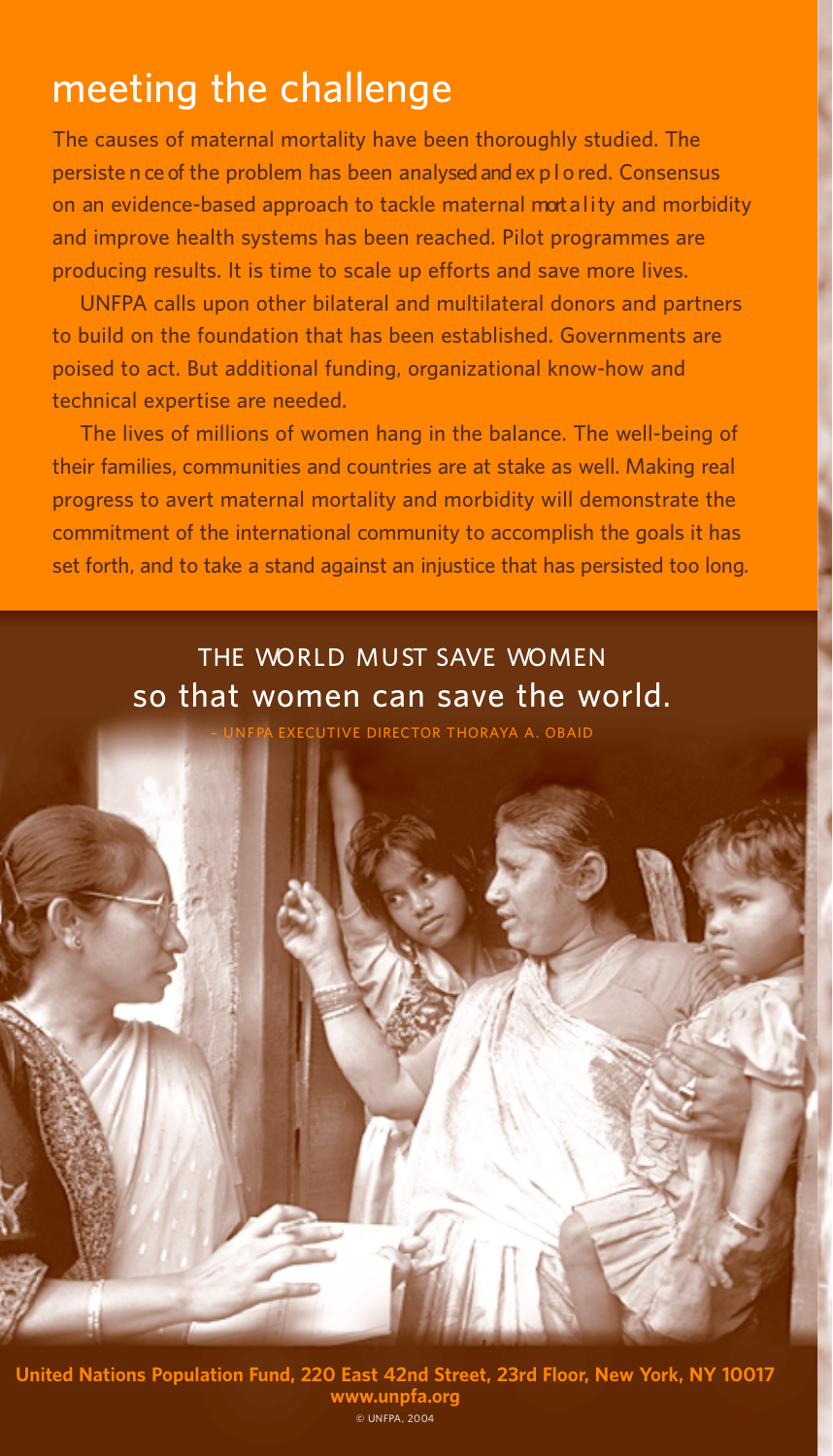## meeting the challenge

The causes of maternal mortality have been thoroughly studied. The persistence of the problem has been analysed and explored. Consensus on an evidence-based approach to tackle maternal mortality and morbidity and improve health systems has been reached. Pilot programmes are producing results. It is time to scale up efforts and save more lives.

UNFPA calls upon other bilateral and multilateral donors and partners to build on the foundation that has been established. Governments are poised to act. But additional funding, organizational know-how and technical expertise are needed.

The lives of millions of women hang in the balance. The well-being of their families, communities and countries are at stake as well. Making real progress to avert maternal mortality and morbidity will demonstrate the commitment of the international community to accomplish the goals it has set forth, and to take a stand against an injustice that has persisted too long.

THE WORLD MUST SAVE WOMEN
so that women can save the world.

– UNFPA EXECUTIVE DIRECTOR THORAYA A. OBAID

**United Nations Population Fund, 220 East 42nd Street, 23rd Floor, New York, NY 10017**
**www.unfpa.org**
© UNFPA, 2004